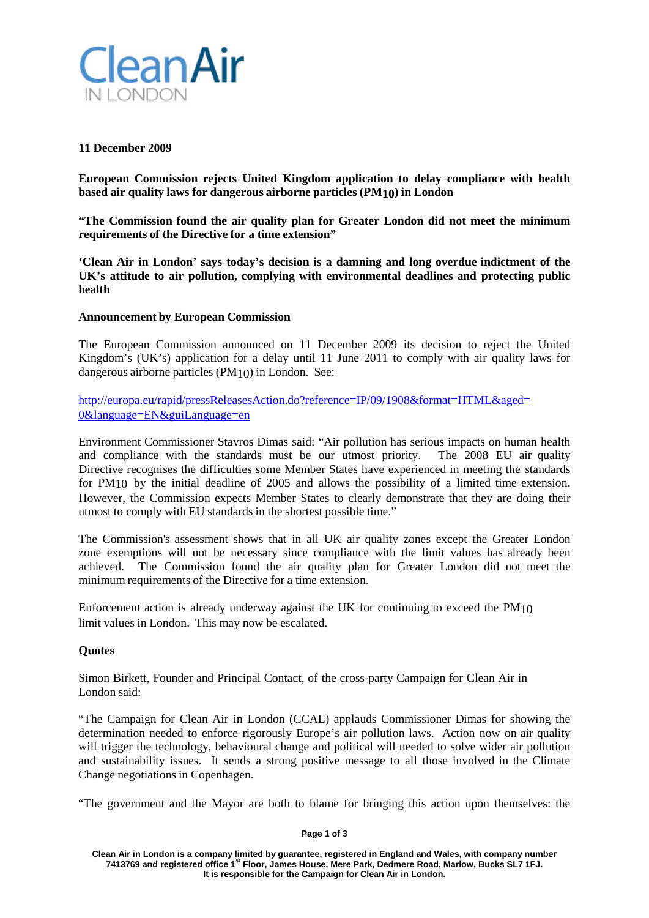**Clean Air IN LONDON**

**11 December 2009**

**European Commission rejects United Kingdom application to delay compliance with health based air quality laws for dangerous airborne particles ($PM_{10}$) in London**

**"The Commission found the air quality plan for Greater London did not meet the minimum requirements of the Directive for a time extension"**

**'Clean Air in London' says today's decision is a damning and long overdue indictment of the UK's attitude to air pollution, complying with environmental deadlines and protecting public health**

**Announcement by European Commission**

The European Commission announced on 11 December 2009 its decision to reject the United Kingdom's (UK's) application for a delay until 11 June 2011 to comply with air quality laws for dangerous airborne particles ($PM_{10}$) in London. See:

http://europa.eu/rapid/pressReleasesAction.do?reference=IP/09/1908&format=HTML&aged=0&language=EN&guiLanguage=en

Environment Commissioner Stavros Dimas said: "Air pollution has serious impacts on human health and compliance with the standards must be our utmost priority. The 2008 EU air quality Directive recognises the difficulties some Member States have experienced in meeting the standards for $PM_{10}$ by the initial deadline of 2005 and allows the possibility of a limited time extension. However, the Commission expects Member States to clearly demonstrate that they are doing their utmost to comply with EU standards in the shortest possible time."

The Commission's assessment shows that in all UK air quality zones except the Greater London zone exemptions will not be necessary since compliance with the limit values has already been achieved. The Commission found the air quality plan for Greater London did not meet the minimum requirements of the Directive for a time extension.

Enforcement action is already underway against the UK for continuing to exceed the $PM_{10}$ limit values in London. This may now be escalated.

**Quotes**

Simon Birkett, Founder and Principal Contact, of the cross-party Campaign for Clean Air in London said:

"The Campaign for Clean Air in London (CCAL) applauds Commissioner Dimas for showing the determination needed to enforce rigorously Europe's air pollution laws. Action now on air quality will trigger the technology, behavioural change and political will needed to solve wider air pollution and sustainability issues. It sends a strong positive message to all those involved in the Climate Change negotiations in Copenhagen.

"The government and the Mayor are both to blame for bringing this action upon themselves: the

Clean Air in London is a company limited by guarantee, registered in England and Wales, with company number 7413769 and registered office 1st Floor, James House, Mere Park, Dedmere Road, Marlow, Bucks SL7 1FJ. It is responsible for the Campaign for Clean Air in London.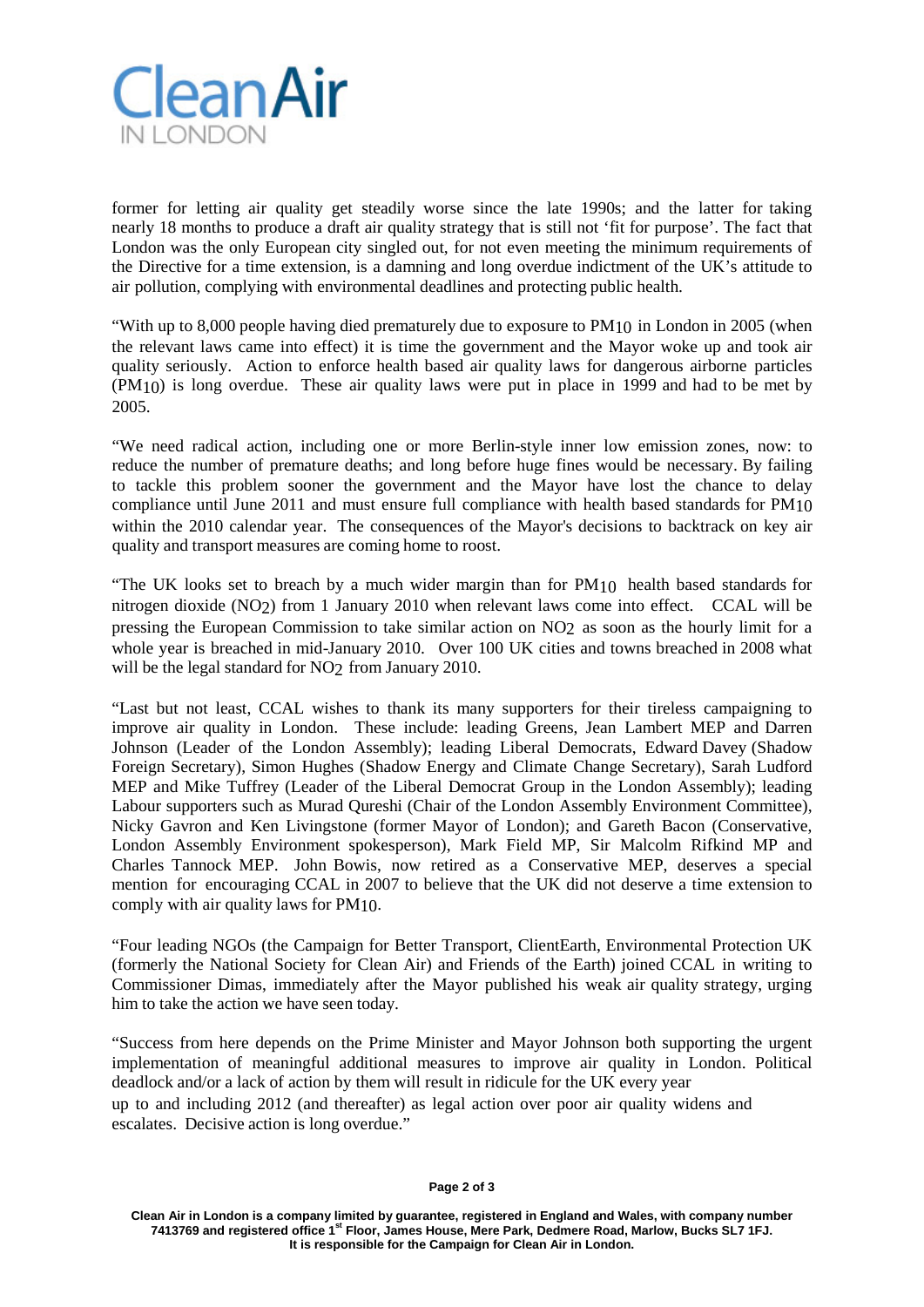former for letting air quality get steadily worse since the late 1990s; and the latter for taking nearly 18 months to produce a draft air quality strategy that is still not 'fit for purpose'. The fact that London was the only European city singled out, for not even meeting the minimum requirements of the Directive for a time extension, is a damning and long overdue indictment of the UK's attitude to air pollution, complying with environmental deadlines and protecting public health.

"With up to 8,000 people having died prematurely due to exposure to $PM_{10}$ in London in 2005 (when the relevant laws came into effect) it is time the government and the Mayor woke up and took air quality seriously. Action to enforce health based air quality laws for dangerous airborne particles ($PM_{10}$) is long overdue. These air quality laws were put in place in 1999 and had to be met by 2005.

"We need radical action, including one or more Berlin-style inner low emission zones, now: to reduce the number of premature deaths; and long before huge fines would be necessary. By failing to tackle this problem sooner the government and the Mayor have lost the chance to delay compliance until June 2011 and must ensure full compliance with health based standards for $PM_{10}$ within the 2010 calendar year. The consequences of the Mayor's decisions to backtrack on key air quality and transport measures are coming home to roost.

"The UK looks set to breach by a much wider margin than for $PM_{10}$ health based standards for nitrogen dioxide ($NO_2$) from 1 January 2010 when relevant laws come into effect. CCAL will be pressing the European Commission to take similar action on $NO_2$ as soon as the hourly limit for a whole year is breached in mid-January 2010. Over 100 UK cities and towns breached in 2008 what will be the legal standard for $NO_2$ from January 2010.

"Last but not least, CCAL wishes to thank its many supporters for their tireless campaigning to improve air quality in London. These include: leading Greens, Jean Lambert MEP and Darren Johnson (Leader of the London Assembly); leading Liberal Democrats, Edward Davey (Shadow Foreign Secretary), Simon Hughes (Shadow Energy and Climate Change Secretary), Sarah Ludford MEP and Mike Tuffrey (Leader of the Liberal Democrat Group in the London Assembly); leading Labour supporters such as Murad Qureshi (Chair of the London Assembly Environment Committee), Nicky Gavron and Ken Livingstone (former Mayor of London); and Gareth Bacon (Conservative, London Assembly Environment spokesperson), Mark Field MP, Sir Malcolm Rifkind MP and Charles Tannock MEP. John Bowis, now retired as a Conservative MEP, deserves a special mention for encouraging CCAL in 2007 to believe that the UK did not deserve a time extension to comply with air quality laws for $PM_{10}$.

"Four leading NGOs (the Campaign for Better Transport, ClientEarth, Environmental Protection UK (formerly the National Society for Clean Air) and Friends of the Earth) joined CCAL in writing to Commissioner Dimas, immediately after the Mayor published his weak air quality strategy, urging him to take the action we have seen today.

"Success from here depends on the Prime Minister and Mayor Johnson both supporting the urgent implementation of meaningful additional measures to improve air quality in London. Political deadlock and/or a lack of action by them will result in ridicule for the UK every year up to and including 2012 (and thereafter) as legal action over poor air quality widens and escalates. Decisive action is long overdue."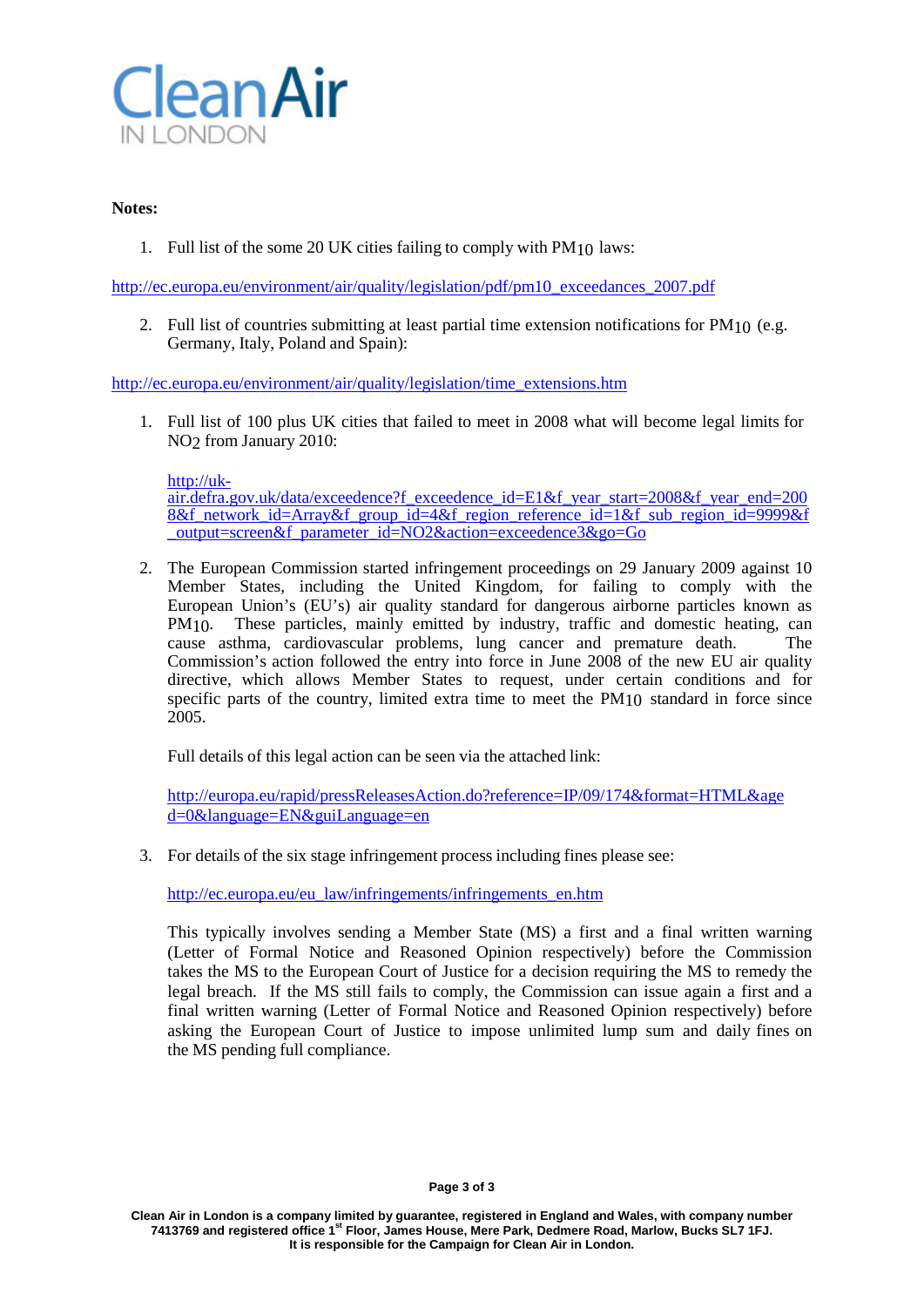CleanAir
IN LONDON

**Notes:**

1. Full list of the some 20 UK cities failing to comply with $PM_{10}$ laws:

http://ec.europa.eu/environment/air/quality/legislation/pdf/pm10_exceedances_2007.pdf

2. Full list of countries submitting at least partial time extension notifications for $PM_{10}$ (e.g. Germany, Italy, Poland and Spain):

http://ec.europa.eu/environment/air/quality/legislation/time_extensions.htm

1. Full list of 100 plus UK cities that failed to meet in 2008 what will become legal limits for $NO_2$ from January 2010:

   http://uk-air.defra.gov.uk/data/exceedence?f_exceedence_id=E1&f_year_start=2008&f_year_end=2008&f_network_id=Array&f_group_id=4&f_region_reference_id=1&f_sub_region_id=9999&f_output=screen&f_parameter_id=NO2&action=exceedence3&go=Go

2. The European Commission started infringement proceedings on 29 January 2009 against 10 Member States, including the United Kingdom, for failing to comply with the European Union's (EU's) air quality standard for dangerous airborne particles known as $PM_{10}$. These particles, mainly emitted by industry, traffic and domestic heating, can cause asthma, cardiovascular problems, lung cancer and premature death. The Commission's action followed the entry into force in June 2008 of the new EU air quality directive, which allows Member States to request, under certain conditions and for specific parts of the country, limited extra time to meet the $PM_{10}$ standard in force since 2005.

   Full details of this legal action can be seen via the attached link:

   http://europa.eu/rapid/pressReleasesAction.do?reference=IP/09/174&format=HTML&aged=0&language=EN&guiLanguage=en

3. For details of the six stage infringement process including fines please see:

   http://ec.europa.eu/eu_law/infringements/infringements_en.htm

   This typically involves sending a Member State (MS) a first and a final written warning (Letter of Formal Notice and Reasoned Opinion respectively) before the Commission takes the MS to the European Court of Justice for a decision requiring the MS to remedy the legal breach. If the MS still fails to comply, the Commission can issue again a first and a final written warning (Letter of Formal Notice and Reasoned Opinion respectively) before asking the European Court of Justice to impose unlimited lump sum and daily fines on the MS pending full compliance.

**Clean Air in London is a company limited by guarantee, registered in England and Wales, with company number 7413769 and registered office 1st Floor, James House, Mere Park, Dedmere Road, Marlow, Bucks SL7 1FJ. It is responsible for the Campaign for Clean Air in London.**